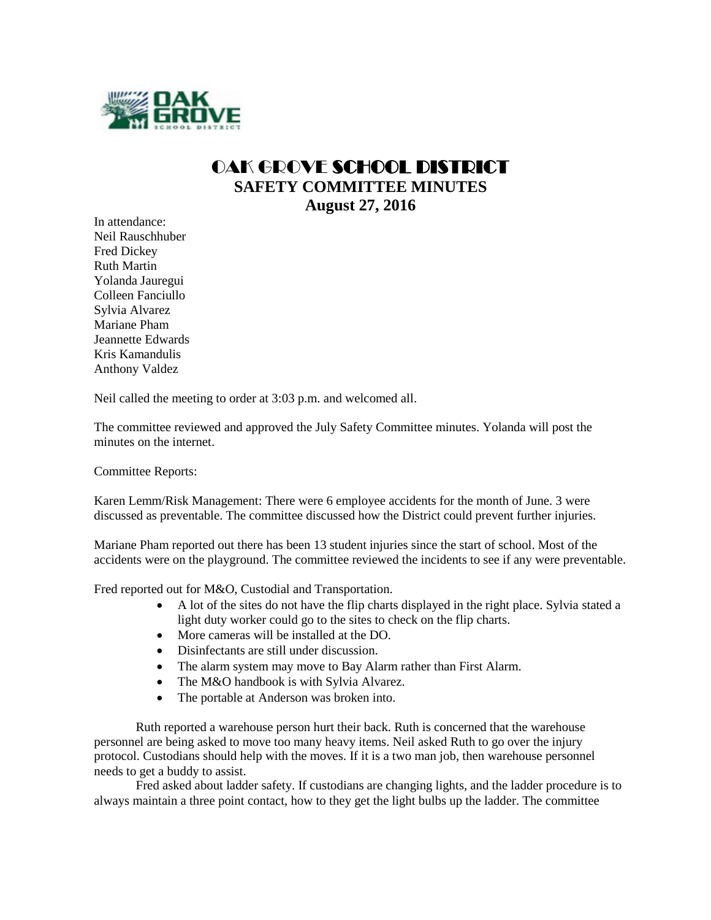# OAK GROVE SCHOOL DISTRICT
## SAFETY COMMITTEE MINUTES
## August 27, 2016

In attendance:
Neil Rauschhuber
Fred Dickey
Ruth Martin
Yolanda Jauregui
Colleen Fanciullo
Sylvia Alvarez
Mariane Pham
Jeannette Edwards
Kris Kamandulis
Anthony Valdez

Neil called the meeting to order at 3:03 p.m. and welcomed all.

The committee reviewed and approved the July Safety Committee minutes. Yolanda will post the minutes on the internet.

Committee Reports:

Karen Lemm/Risk Management: There were 6 employee accidents for the month of June. 3 were discussed as preventable. The committee discussed how the District could prevent further injuries.

Mariane Pham reported out there has been 13 student injuries since the start of school. Most of the accidents were on the playground. The committee reviewed the incidents to see if any were preventable.

Fred reported out for M&O, Custodial and Transportation.

- A lot of the sites do not have the flip charts displayed in the right place. Sylvia stated a light duty worker could go to the sites to check on the flip charts.
- More cameras will be installed at the DO.
- Disinfectants are still under discussion.
- The alarm system may move to Bay Alarm rather than First Alarm.
- The M&O handbook is with Sylvia Alvarez.
- The portable at Anderson was broken into.

Ruth reported a warehouse person hurt their back. Ruth is concerned that the warehouse personnel are being asked to move too many heavy items. Neil asked Ruth to go over the injury protocol. Custodians should help with the moves. If it is a two man job, then warehouse personnel needs to get a buddy to assist.

Fred asked about ladder safety. If custodians are changing lights, and the ladder procedure is to always maintain a three point contact, how to they get the light bulbs up the ladder. The committee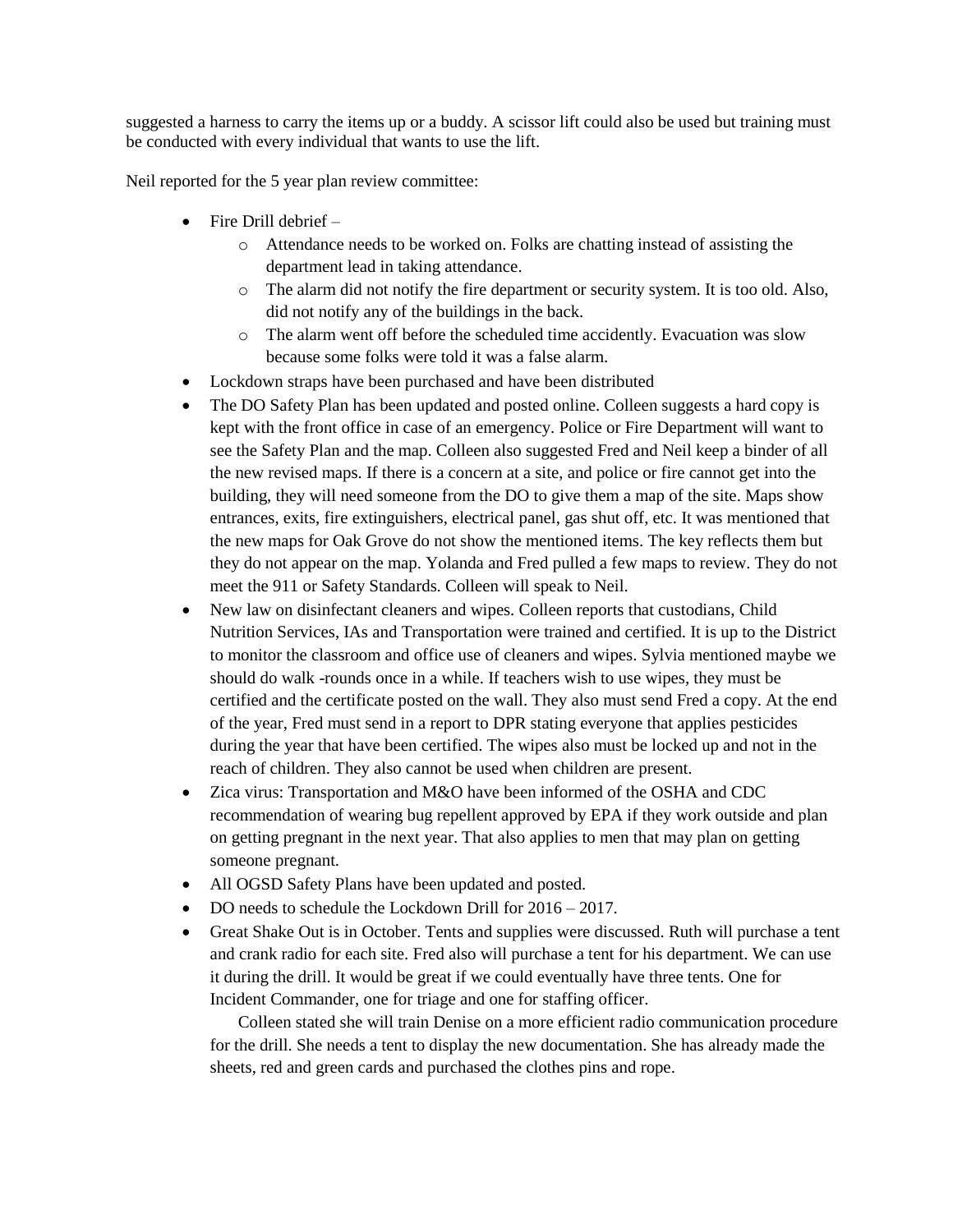suggested a harness to carry the items up or a buddy. A scissor lift could also be used but training must be conducted with every individual that wants to use the lift.

Neil reported for the 5 year plan review committee:

- Fire Drill debrief –
    - Attendance needs to be worked on. Folks are chatting instead of assisting the department lead in taking attendance.
    - The alarm did not notify the fire department or security system. It is too old. Also, did not notify any of the buildings in the back.
    - The alarm went off before the scheduled time accidently. Evacuation was slow because some folks were told it was a false alarm.
- Lockdown straps have been purchased and have been distributed
- The DO Safety Plan has been updated and posted online. Colleen suggests a hard copy is kept with the front office in case of an emergency. Police or Fire Department will want to see the Safety Plan and the map. Colleen also suggested Fred and Neil keep a binder of all the new revised maps. If there is a concern at a site, and police or fire cannot get into the building, they will need someone from the DO to give them a map of the site. Maps show entrances, exits, fire extinguishers, electrical panel, gas shut off, etc. It was mentioned that the new maps for Oak Grove do not show the mentioned items. The key reflects them but they do not appear on the map. Yolanda and Fred pulled a few maps to review. They do not meet the 911 or Safety Standards. Colleen will speak to Neil.
- New law on disinfectant cleaners and wipes. Colleen reports that custodians, Child Nutrition Services, IAs and Transportation were trained and certified. It is up to the District to monitor the classroom and office use of cleaners and wipes. Sylvia mentioned maybe we should do walk -rounds once in a while. If teachers wish to use wipes, they must be certified and the certificate posted on the wall. They also must send Fred a copy. At the end of the year, Fred must send in a report to DPR stating everyone that applies pesticides during the year that have been certified. The wipes also must be locked up and not in the reach of children. They also cannot be used when children are present.
- Zica virus: Transportation and M&O have been informed of the OSHA and CDC recommendation of wearing bug repellent approved by EPA if they work outside and plan on getting pregnant in the next year. That also applies to men that may plan on getting someone pregnant.
- All OGSD Safety Plans have been updated and posted.
- DO needs to schedule the Lockdown Drill for 2016 – 2017.
- Great Shake Out is in October. Tents and supplies were discussed. Ruth will purchase a tent and crank radio for each site. Fred also will purchase a tent for his department. We can use it during the drill. It would be great if we could eventually have three tents. One for Incident Commander, one for triage and one for staffing officer.

  Colleen stated she will train Denise on a more efficient radio communication procedure for the drill. She needs a tent to display the new documentation. She has already made the sheets, red and green cards and purchased the clothes pins and rope.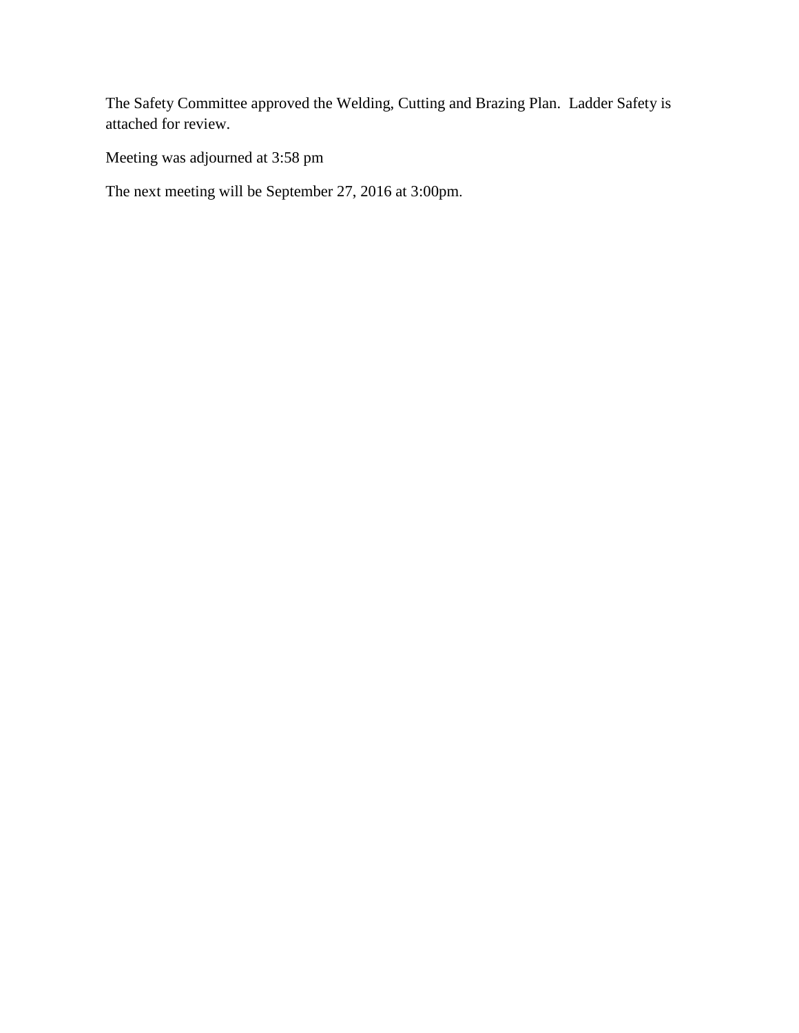The Safety Committee approved the Welding, Cutting and Brazing Plan.  Ladder Safety is attached for review.

Meeting was adjourned at 3:58 pm

The next meeting will be September 27, 2016 at 3:00pm.